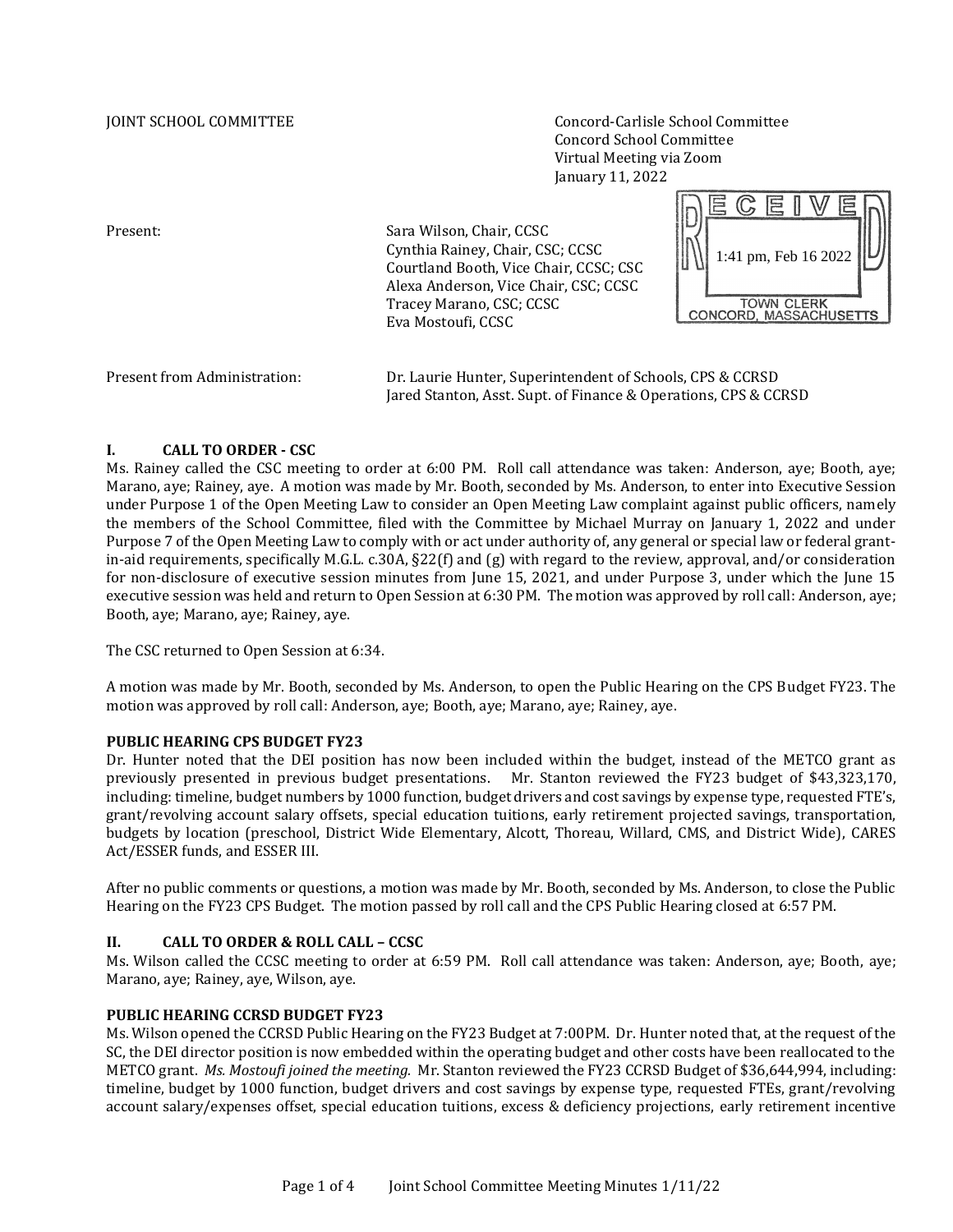JOINT SCHOOL COMMITTEE

Concord-Carlisle School Committee
Concord School Committee
Virtual Meeting via Zoom
January 11, 2022

RECEIVED
1:41 pm, Feb 16 2022
TOWN CLERK
CONCORD, MASSACHUSETTS

Present:

Sara Wilson, Chair, CCSC
Cynthia Rainey, Chair, CSC; CCSC
Courtland Booth, Vice Chair, CCSC; CSC
Alexa Anderson, Vice Chair, CSC; CCSC
Tracey Marano, CSC; CCSC
Eva Mostoufi, CCSC

Present from Administration:

Dr. Laurie Hunter, Superintendent of Schools, CPS & CCRSD
Jared Stanton, Asst. Supt. of Finance & Operations, CPS & CCRSD

## I. CALL TO ORDER - CSC

Ms. Rainey called the CSC meeting to order at 6:00 PM. Roll call attendance was taken: Anderson, aye; Booth, aye; Marano, aye; Rainey, aye. A motion was made by Mr. Booth, seconded by Ms. Anderson, to enter into Executive Session under Purpose 1 of the Open Meeting Law to consider an Open Meeting Law complaint against public officers, namely the members of the School Committee, filed with the Committee by Michael Murray on January 1, 2022 and under Purpose 7 of the Open Meeting Law to comply with or act under authority of, any general or special law or federal grant-in-aid requirements, specifically M.G.L. c.30A, §22(f) and (g) with regard to the review, approval, and/or consideration for non-disclosure of executive session minutes from June 15, 2021, and under Purpose 3, under which the June 15 executive session was held and return to Open Session at 6:30 PM. The motion was approved by roll call: Anderson, aye; Booth, aye; Marano, aye; Rainey, aye.

The CSC returned to Open Session at 6:34.

A motion was made by Mr. Booth, seconded by Ms. Anderson, to open the Public Hearing on the CPS Budget FY23. The motion was approved by roll call: Anderson, aye; Booth, aye; Marano, aye; Rainey, aye.

**PUBLIC HEARING CPS BUDGET FY23**

Dr. Hunter noted that the DEI position has now been included within the budget, instead of the METCO grant as previously presented in previous budget presentations. Mr. Stanton reviewed the FY23 budget of $43,323,170, including: timeline, budget numbers by 1000 function, budget drivers and cost savings by expense type, requested FTE's, grant/revolving account salary offsets, special education tuitions, early retirement projected savings, transportation, budgets by location (preschool, District Wide Elementary, Alcott, Thoreau, Willard, CMS, and District Wide), CARES Act/ESSER funds, and ESSER III.

After no public comments or questions, a motion was made by Mr. Booth, seconded by Ms. Anderson, to close the Public Hearing on the FY23 CPS Budget. The motion passed by roll call and the CPS Public Hearing closed at 6:57 PM.

## II. CALL TO ORDER & ROLL CALL – CCSC

Ms. Wilson called the CCSC meeting to order at 6:59 PM. Roll call attendance was taken: Anderson, aye; Booth, aye; Marano, aye; Rainey, aye, Wilson, aye.

**PUBLIC HEARING CCRSD BUDGET FY23**

Ms. Wilson opened the CCRSD Public Hearing on the FY23 Budget at 7:00PM. Dr. Hunter noted that, at the request of the SC, the DEI director position is now embedded within the operating budget and other costs have been reallocated to the METCO grant. *Ms. Mostoufi joined the meeting.* Mr. Stanton reviewed the FY23 CCRSD Budget of $36,644,994, including: timeline, budget by 1000 function, budget drivers and cost savings by expense type, requested FTEs, grant/revolving account salary/expenses offset, special education tuitions, excess & deficiency projections, early retirement incentive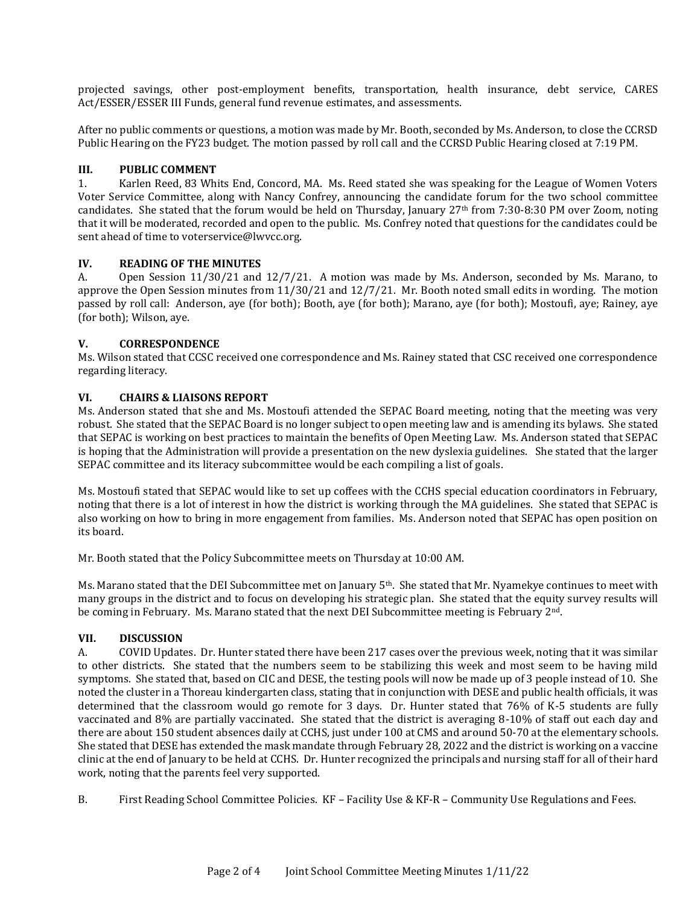projected savings, other post-employment benefits, transportation, health insurance, debt service, CARES Act/ESSER/ESSER III Funds, general fund revenue estimates, and assessments.

After no public comments or questions, a motion was made by Mr. Booth, seconded by Ms. Anderson, to close the CCRSD Public Hearing on the FY23 budget. The motion passed by roll call and the CCRSD Public Hearing closed at 7:19 PM.

## III. PUBLIC COMMENT

1. Karlen Reed, 83 Whits End, Concord, MA. Ms. Reed stated she was speaking for the League of Women Voters Voter Service Committee, along with Nancy Confrey, announcing the candidate forum for the two school committee candidates. She stated that the forum would be held on Thursday, January 27th from 7:30-8:30 PM over Zoom, noting that it will be moderated, recorded and open to the public. Ms. Confrey noted that questions for the candidates could be sent ahead of time to voterservice@lwvcc.org.

## IV. READING OF THE MINUTES

A. Open Session 11/30/21 and 12/7/21. A motion was made by Ms. Anderson, seconded by Ms. Marano, to approve the Open Session minutes from 11/30/21 and 12/7/21. Mr. Booth noted small edits in wording. The motion passed by roll call: Anderson, aye (for both); Booth, aye (for both); Marano, aye (for both); Mostoufi, aye; Rainey, aye (for both); Wilson, aye.

## V. CORRESPONDENCE

Ms. Wilson stated that CCSC received one correspondence and Ms. Rainey stated that CSC received one correspondence regarding literacy.

## VI. CHAIRS & LIAISONS REPORT

Ms. Anderson stated that she and Ms. Mostoufi attended the SEPAC Board meeting, noting that the meeting was very robust. She stated that the SEPAC Board is no longer subject to open meeting law and is amending its bylaws. She stated that SEPAC is working on best practices to maintain the benefits of Open Meeting Law. Ms. Anderson stated that SEPAC is hoping that the Administration will provide a presentation on the new dyslexia guidelines. She stated that the larger SEPAC committee and its literacy subcommittee would be each compiling a list of goals.

Ms. Mostoufi stated that SEPAC would like to set up coffees with the CCHS special education coordinators in February, noting that there is a lot of interest in how the district is working through the MA guidelines. She stated that SEPAC is also working on how to bring in more engagement from families. Ms. Anderson noted that SEPAC has open position on its board.

Mr. Booth stated that the Policy Subcommittee meets on Thursday at 10:00 AM.

Ms. Marano stated that the DEI Subcommittee met on January 5th. She stated that Mr. Nyamekye continues to meet with many groups in the district and to focus on developing his strategic plan. She stated that the equity survey results will be coming in February. Ms. Marano stated that the next DEI Subcommittee meeting is February 2nd.

## VII. DISCUSSION

A. COVID Updates. Dr. Hunter stated there have been 217 cases over the previous week, noting that it was similar to other districts. She stated that the numbers seem to be stabilizing this week and most seem to be having mild symptoms. She stated that, based on CIC and DESE, the testing pools will now be made up of 3 people instead of 10. She noted the cluster in a Thoreau kindergarten class, stating that in conjunction with DESE and public health officials, it was determined that the classroom would go remote for 3 days. Dr. Hunter stated that 76% of K-5 students are fully vaccinated and 8% are partially vaccinated. She stated that the district is averaging 8-10% of staff out each day and there are about 150 student absences daily at CCHS, just under 100 at CMS and around 50-70 at the elementary schools. She stated that DESE has extended the mask mandate through February 28, 2022 and the district is working on a vaccine clinic at the end of January to be held at CCHS. Dr. Hunter recognized the principals and nursing staff for all of their hard work, noting that the parents feel very supported.

B. First Reading School Committee Policies. KF – Facility Use & KF-R – Community Use Regulations and Fees.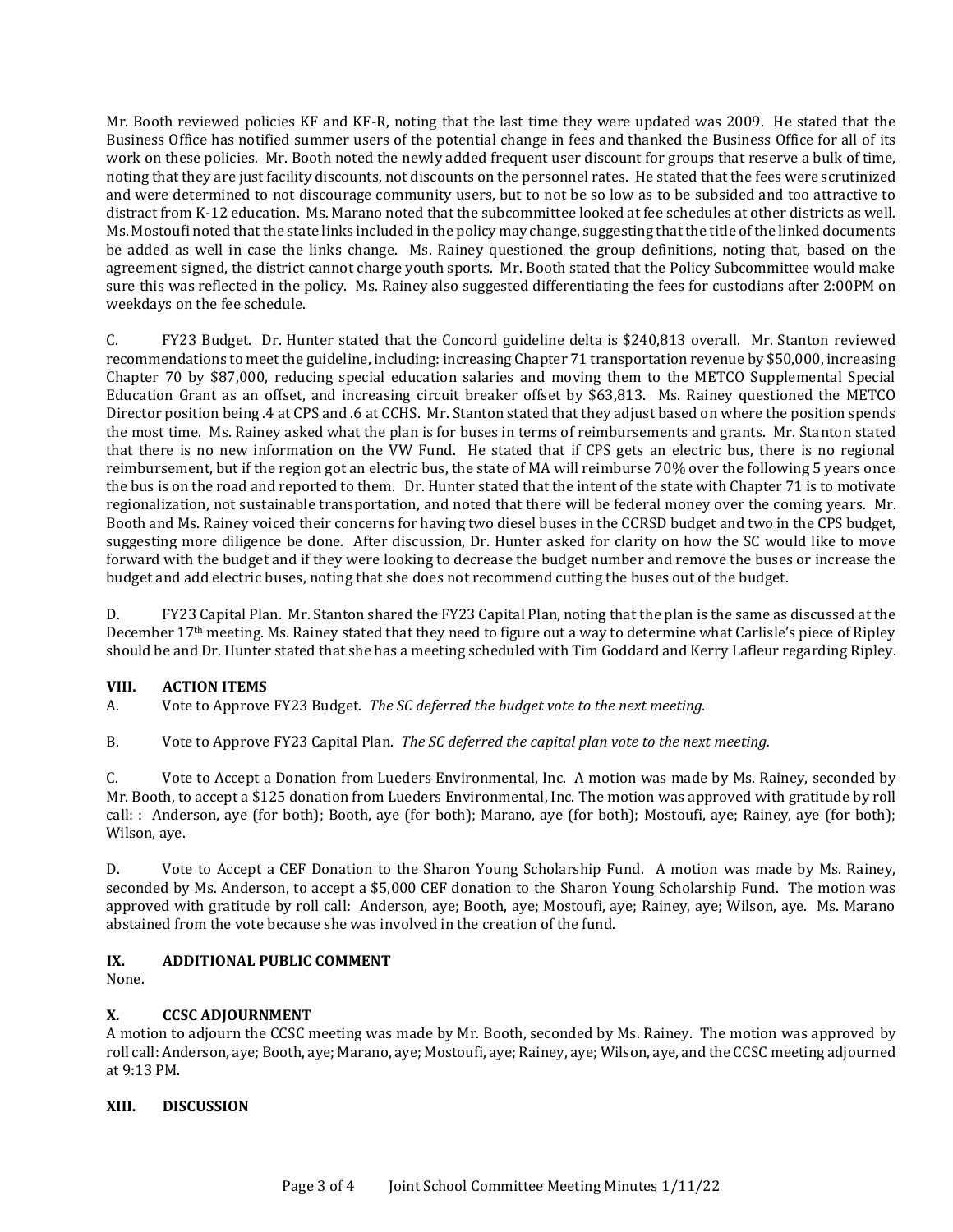Mr. Booth reviewed policies KF and KF-R, noting that the last time they were updated was 2009. He stated that the Business Office has notified summer users of the potential change in fees and thanked the Business Office for all of its work on these policies. Mr. Booth noted the newly added frequent user discount for groups that reserve a bulk of time, noting that they are just facility discounts, not discounts on the personnel rates. He stated that the fees were scrutinized and were determined to not discourage community users, but to not be so low as to be subsided and too attractive to distract from K-12 education. Ms. Marano noted that the subcommittee looked at fee schedules at other districts as well. Ms. Mostoufi noted that the state links included in the policy may change, suggesting that the title of the linked documents be added as well in case the links change. Ms. Rainey questioned the group definitions, noting that, based on the agreement signed, the district cannot charge youth sports. Mr. Booth stated that the Policy Subcommittee would make sure this was reflected in the policy. Ms. Rainey also suggested differentiating the fees for custodians after 2:00PM on weekdays on the fee schedule.

C. FY23 Budget. Dr. Hunter stated that the Concord guideline delta is $240,813 overall. Mr. Stanton reviewed recommendations to meet the guideline, including: increasing Chapter 71 transportation revenue by $50,000, increasing Chapter 70 by $87,000, reducing special education salaries and moving them to the METCO Supplemental Special Education Grant as an offset, and increasing circuit breaker offset by $63,813. Ms. Rainey questioned the METCO Director position being .4 at CPS and .6 at CCHS. Mr. Stanton stated that they adjust based on where the position spends the most time. Ms. Rainey asked what the plan is for buses in terms of reimbursements and grants. Mr. Stanton stated that there is no new information on the VW Fund. He stated that if CPS gets an electric bus, there is no regional reimbursement, but if the region got an electric bus, the state of MA will reimburse 70% over the following 5 years once the bus is on the road and reported to them. Dr. Hunter stated that the intent of the state with Chapter 71 is to motivate regionalization, not sustainable transportation, and noted that there will be federal money over the coming years. Mr. Booth and Ms. Rainey voiced their concerns for having two diesel buses in the CCRSD budget and two in the CPS budget, suggesting more diligence be done. After discussion, Dr. Hunter asked for clarity on how the SC would like to move forward with the budget and if they were looking to decrease the budget number and remove the buses or increase the budget and add electric buses, noting that she does not recommend cutting the buses out of the budget.

D. FY23 Capital Plan. Mr. Stanton shared the FY23 Capital Plan, noting that the plan is the same as discussed at the December 17th meeting. Ms. Rainey stated that they need to figure out a way to determine what Carlisle's piece of Ripley should be and Dr. Hunter stated that she has a meeting scheduled with Tim Goddard and Kerry Lafleur regarding Ripley.

## VIII. ACTION ITEMS

A. Vote to Approve FY23 Budget. *The SC deferred the budget vote to the next meeting.*

B. Vote to Approve FY23 Capital Plan. *The SC deferred the capital plan vote to the next meeting.*

C. Vote to Accept a Donation from Lueders Environmental, Inc. A motion was made by Ms. Rainey, seconded by Mr. Booth, to accept a $125 donation from Lueders Environmental, Inc. The motion was approved with gratitude by roll call: : Anderson, aye (for both); Booth, aye (for both); Marano, aye (for both); Mostoufi, aye; Rainey, aye (for both); Wilson, aye.

D. Vote to Accept a CEF Donation to the Sharon Young Scholarship Fund. A motion was made by Ms. Rainey, seconded by Ms. Anderson, to accept a $5,000 CEF donation to the Sharon Young Scholarship Fund. The motion was approved with gratitude by roll call: Anderson, aye; Booth, aye; Mostoufi, aye; Rainey, aye; Wilson, aye. Ms. Marano abstained from the vote because she was involved in the creation of the fund.

## IX. ADDITIONAL PUBLIC COMMENT

None.

## X. CCSC ADJOURNMENT

A motion to adjourn the CCSC meeting was made by Mr. Booth, seconded by Ms. Rainey. The motion was approved by roll call: Anderson, aye; Booth, aye; Marano, aye; Mostoufi, aye; Rainey, aye; Wilson, aye, and the CCSC meeting adjourned at 9:13 PM.

## XIII. DISCUSSION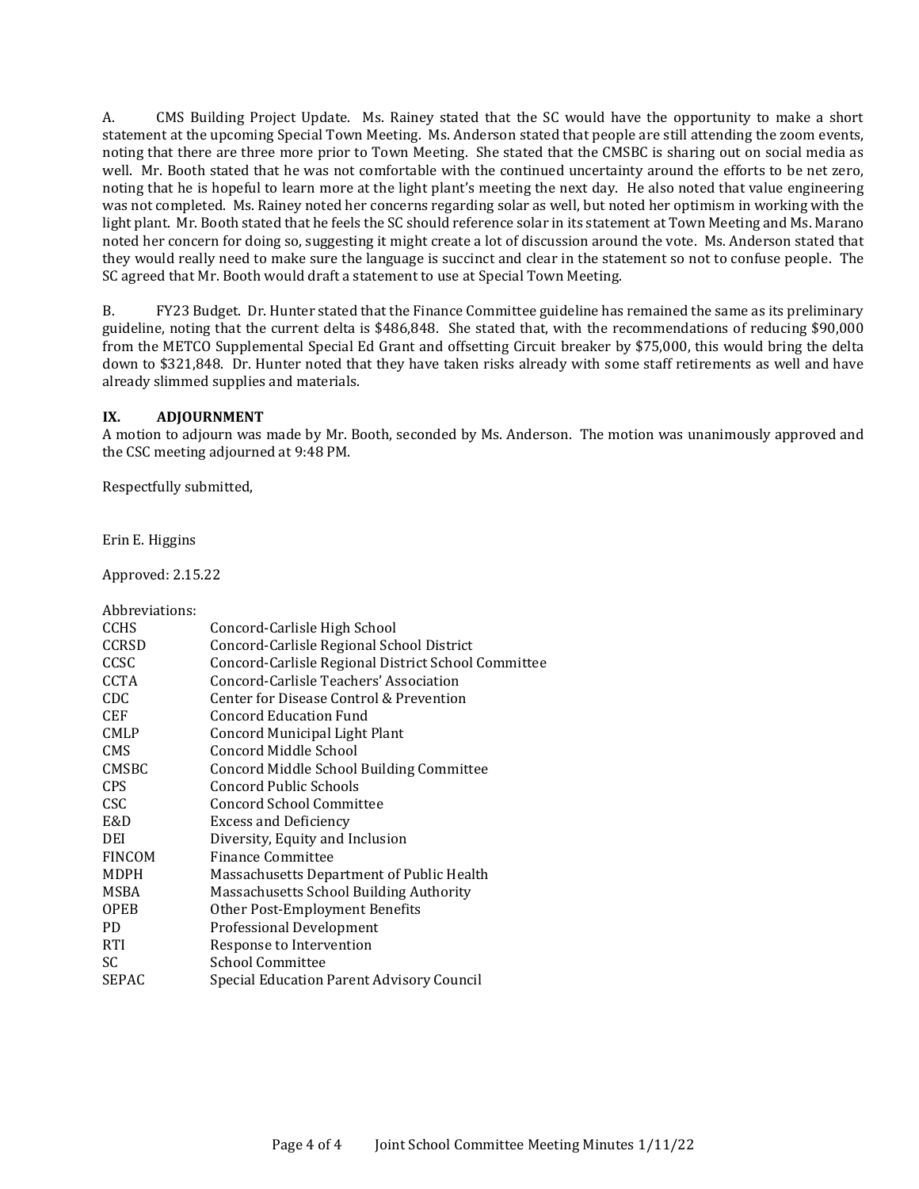A. CMS Building Project Update. Ms. Rainey stated that the SC would have the opportunity to make a short statement at the upcoming Special Town Meeting. Ms. Anderson stated that people are still attending the zoom events, noting that there are three more prior to Town Meeting. She stated that the CMSBC is sharing out on social media as well. Mr. Booth stated that he was not comfortable with the continued uncertainty around the efforts to be net zero, noting that he is hopeful to learn more at the light plant's meeting the next day. He also noted that value engineering was not completed. Ms. Rainey noted her concerns regarding solar as well, but noted her optimism in working with the light plant. Mr. Booth stated that he feels the SC should reference solar in its statement at Town Meeting and Ms. Marano noted her concern for doing so, suggesting it might create a lot of discussion around the vote. Ms. Anderson stated that they would really need to make sure the language is succinct and clear in the statement so not to confuse people. The SC agreed that Mr. Booth would draft a statement to use at Special Town Meeting.

B. FY23 Budget. Dr. Hunter stated that the Finance Committee guideline has remained the same as its preliminary guideline, noting that the current delta is $486,848. She stated that, with the recommendations of reducing $90,000 from the METCO Supplemental Special Ed Grant and offsetting Circuit breaker by $75,000, this would bring the delta down to $321,848. Dr. Hunter noted that they have taken risks already with some staff retirements as well and have already slimmed supplies and materials.

## IX. ADJOURNMENT

A motion to adjourn was made by Mr. Booth, seconded by Ms. Anderson. The motion was unanimously approved and the CSC meeting adjourned at 9:48 PM.

Respectfully submitted,

Erin E. Higgins

Approved: 2.15.22

Abbreviations:

| | |
|---|---|
| CCHS | Concord-Carlisle High School |
| CCRSD | Concord-Carlisle Regional School District |
| CCSC | Concord-Carlisle Regional District School Committee |
| CCTA | Concord-Carlisle Teachers' Association |
| CDC | Center for Disease Control & Prevention |
| CEF | Concord Education Fund |
| CMLP | Concord Municipal Light Plant |
| CMS | Concord Middle School |
| CMSBC | Concord Middle School Building Committee |
| CPS | Concord Public Schools |
| CSC | Concord School Committee |
| E&D | Excess and Deficiency |
| DEI | Diversity, Equity and Inclusion |
| FINCOM | Finance Committee |
| MDPH | Massachusetts Department of Public Health |
| MSBA | Massachusetts School Building Authority |
| OPEB | Other Post-Employment Benefits |
| PD | Professional Development |
| RTI | Response to Intervention |
| SC | School Committee |
| SEPAC | Special Education Parent Advisory Council |